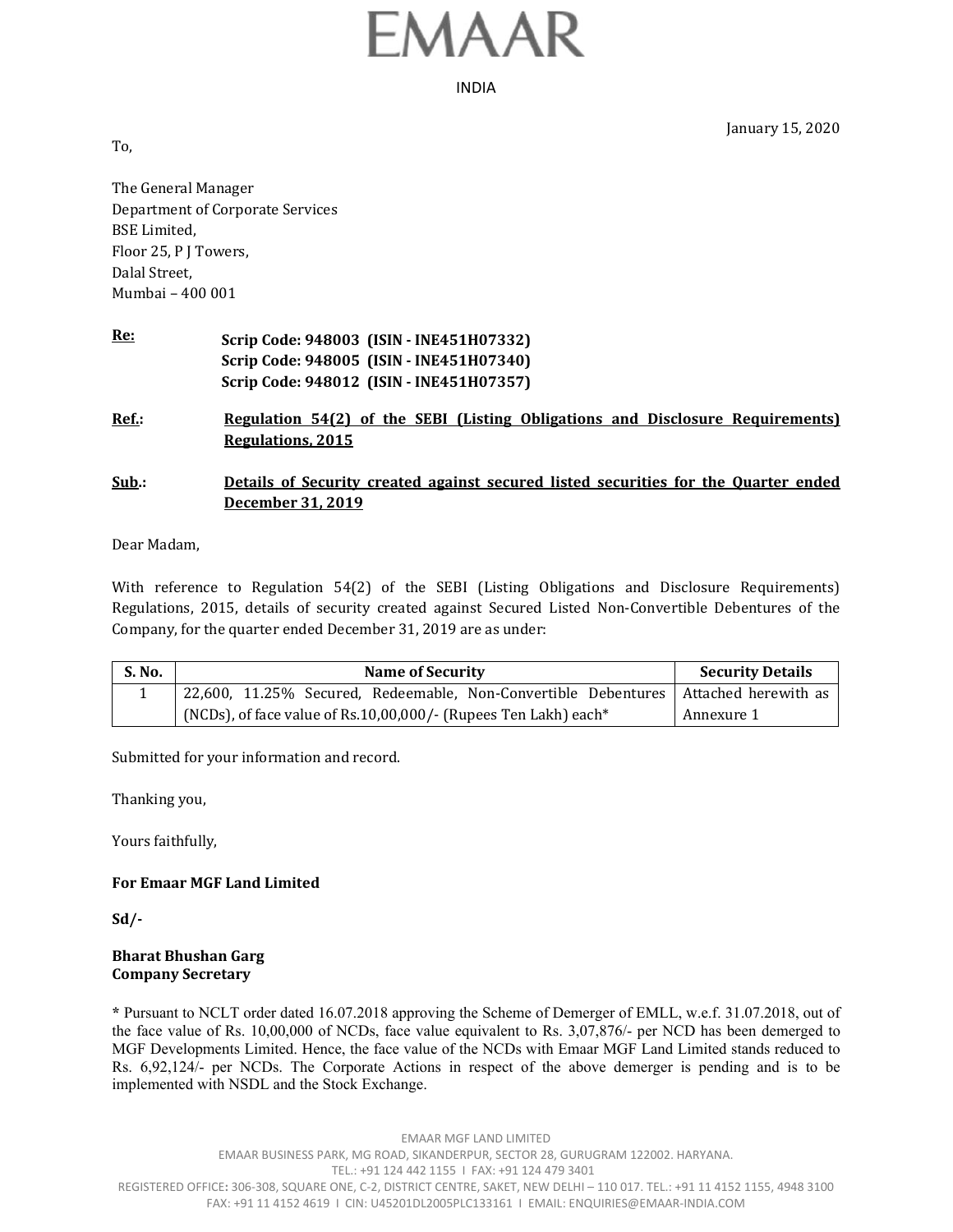# EMAAR

INDIA

January 15, 2020

To,

The General Manager
Department of Corporate Services
BSE Limited,
Floor 25, P J Towers,
Dalal Street,
Mumbai – 400 001

**Re:** **Scrip Code: 948003 (ISIN - INE451H07332)**
**Scrip Code: 948005 (ISIN - INE451H07340)**
**Scrip Code: 948012 (ISIN - INE451H07357)**

**Ref.:** **Regulation 54(2) of the SEBI (Listing Obligations and Disclosure Requirements) Regulations, 2015**

**Sub.:** **Details of Security created against secured listed securities for the Quarter ended December 31, 2019**

Dear Madam,

With reference to Regulation 54(2) of the SEBI (Listing Obligations and Disclosure Requirements) Regulations, 2015, details of security created against Secured Listed Non-Convertible Debentures of the Company, for the quarter ended December 31, 2019 are as under:

| S. No. | Name of Security | Security Details |
|---|---|---|
| 1 | 22,600, 11.25% Secured, Redeemable, Non-Convertible Debentures (NCDs), of face value of Rs.10,00,000/- (Rupees Ten Lakh) each* | Attached herewith as Annexure 1 |

Submitted for your information and record.

Thanking you,

Yours faithfully,

**For Emaar MGF Land Limited**

**Sd/-**

**Bharat Bhushan Garg**
**Company Secretary**

* Pursuant to NCLT order dated 16.07.2018 approving the Scheme of Demerger of EMLL, w.e.f. 31.07.2018, out of the face value of Rs. 10,00,000 of NCDs, face value equivalent to Rs. 3,07,876/- per NCD has been demerged to MGF Developments Limited. Hence, the face value of the NCDs with Emaar MGF Land Limited stands reduced to Rs. 6,92,124/- per NCDs. The Corporate Actions in respect of the above demerger is pending and is to be implemented with NSDL and the Stock Exchange.

EMAAR MGF LAND LIMITED
EMAAR BUSINESS PARK, MG ROAD, SIKANDERPUR, SECTOR 28, GURUGRAM 122002. HARYANA.
TEL.: +91 124 442 1155 I FAX: +91 124 479 3401
REGISTERED OFFICE: 306-308, SQUARE ONE, C-2, DISTRICT CENTRE, SAKET, NEW DELHI – 110 017. TEL.: +91 11 4152 1155, 4948 3100
FAX: +91 11 4152 4619 I CIN: U45201DL2005PLC133161 I EMAIL: ENQUIRIES@EMAAR-INDIA.COM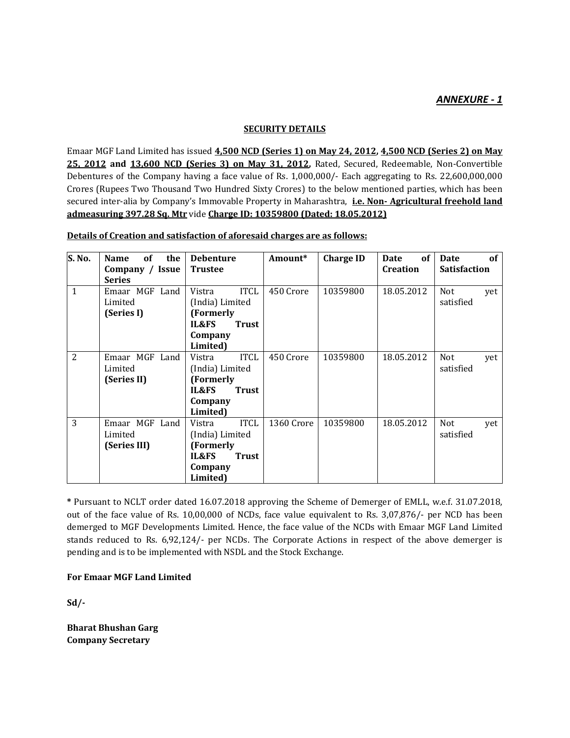***ANNEXURE - 1***

**SECURITY DETAILS**

Emaar MGF Land Limited has issued **4,500 NCD (Series 1) on May 24, 2012**, **4,500 NCD (Series 2) on May 25, 2012** and **13,600 NCD (Series 3) on May 31, 2012,** Rated, Secured, Redeemable, Non-Convertible Debentures of the Company having a face value of Rs. 1,000,000/- Each aggregating to Rs. 22,600,000,000 Crores (Rupees Two Thousand Two Hundred Sixty Crores) to the below mentioned parties, which has been secured inter-alia by Company's Immovable Property in Maharashtra, **i.e. Non- Agricultural freehold land admeasuring 397.28 Sq. Mtr** vide **Charge ID: 10359800 (Dated: 18.05.2012)**

**Details of Creation and satisfaction of aforesaid charges are as follows:**

| S. No. | Name of the Company / Issue Series | Debenture Trustee | Amount* | Charge ID | Date of Creation | Date of Satisfaction |
|---|---|---|---|---|---|---|
| 1 | Emaar MGF Land Limited **(Series I)** | Vistra ITCL (India) Limited **(Formerly IL&FS Trust Company Limited)** | 450 Crore | 10359800 | 18.05.2012 | Not yet satisfied |
| 2 | Emaar MGF Land Limited **(Series II)** | Vistra ITCL (India) Limited **(Formerly IL&FS Trust Company Limited)** | 450 Crore | 10359800 | 18.05.2012 | Not yet satisfied |
| 3 | Emaar MGF Land Limited **(Series III)** | Vistra ITCL (India) Limited **(Formerly IL&FS Trust Company Limited)** | 1360 Crore | 10359800 | 18.05.2012 | Not yet satisfied |

**\*** Pursuant to NCLT order dated 16.07.2018 approving the Scheme of Demerger of EMLL, w.e.f. 31.07.2018, out of the face value of Rs. 10,00,000 of NCDs, face value equivalent to Rs. 3,07,876/- per NCD has been demerged to MGF Developments Limited. Hence, the face value of the NCDs with Emaar MGF Land Limited stands reduced to Rs. 6,92,124/- per NCDs. The Corporate Actions in respect of the above demerger is pending and is to be implemented with NSDL and the Stock Exchange.

**For Emaar MGF Land Limited**

**Sd/-**

**Bharat Bhushan Garg**
**Company Secretary**